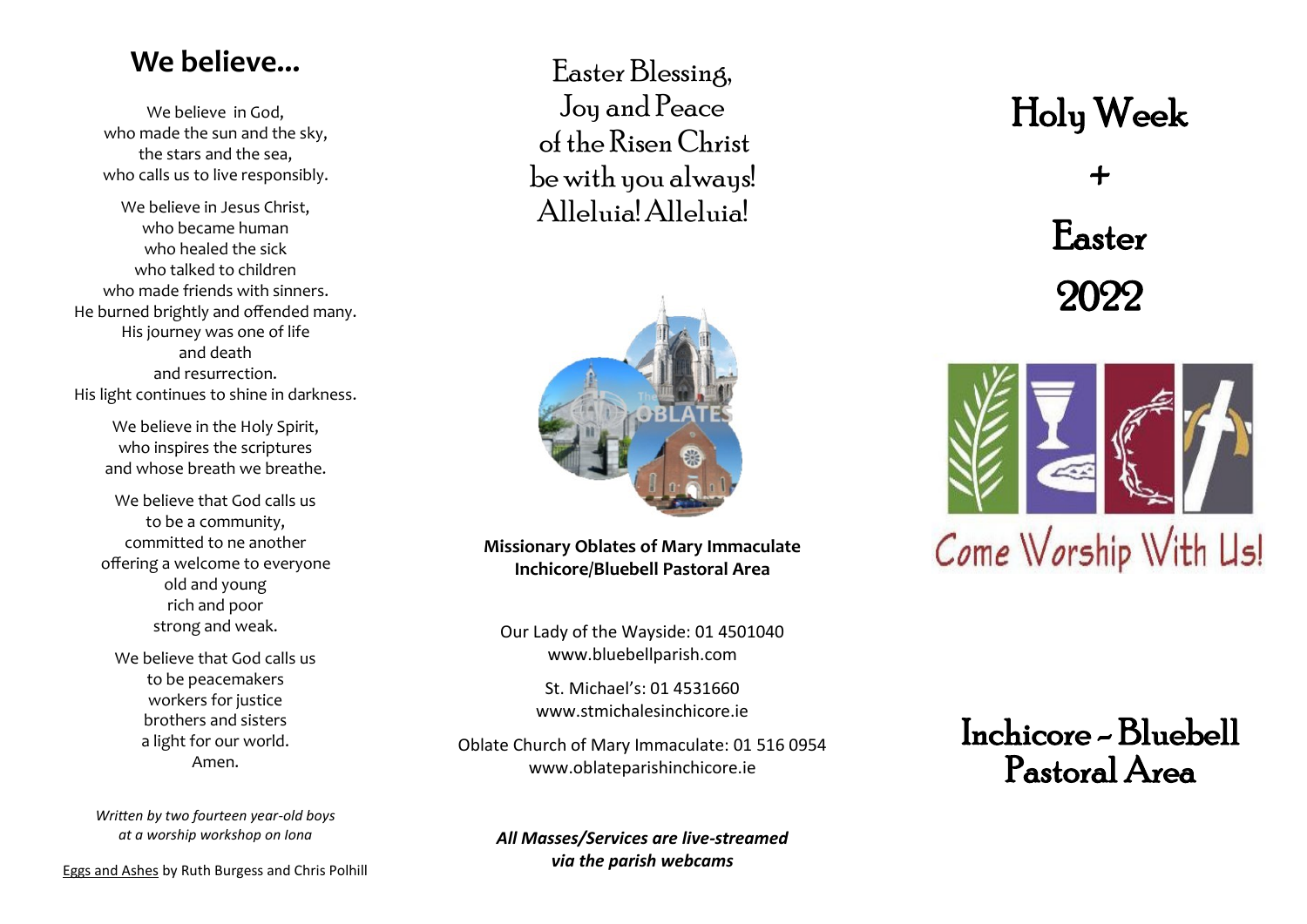## We believe...

We believe in God,
who made the sun and the sky,
the stars and the sea,
who calls us to live responsibly.

We believe in Jesus Christ,
who became human
who healed the sick
who talked to children
who made friends with sinners.
He burned brightly and offended many.
His journey was one of life
and death
and resurrection.
His light continues to shine in darkness.

We believe in the Holy Spirit,
who inspires the scriptures
and whose breath we breathe.

We believe that God calls us
to be a community,
committed to ne another
offering a welcome to everyone
old and young
rich and poor
strong and weak.

We believe that God calls us
to be peacemakers
workers for justice
brothers and sisters
a light for our world.
Amen.

*Written by two fourteen year-old boys at a worship workshop on Iona*

Eggs and Ashes by Ruth Burgess and Chris Polhill

Easter Blessing,
Joy and Peace
of the Risen Christ
be with you always!
Alleluia! Alleluia!

**Missionary Oblates of Mary Immaculate**
**Inchicore/Bluebell Pastoral Area**

Our Lady of the Wayside: 01 4501040
www.bluebellparish.com

St. Michael's: 01 4531660
www.stmichalesinchicore.ie

Oblate Church of Mary Immaculate: 01 516 0954
www.oblateparishinchicore.ie

***All Masses/Services are live-streamed via the parish webcams***

# Holy Week + Easter 2022

Come Worship With Us!

## Inchicore - Bluebell Pastoral Area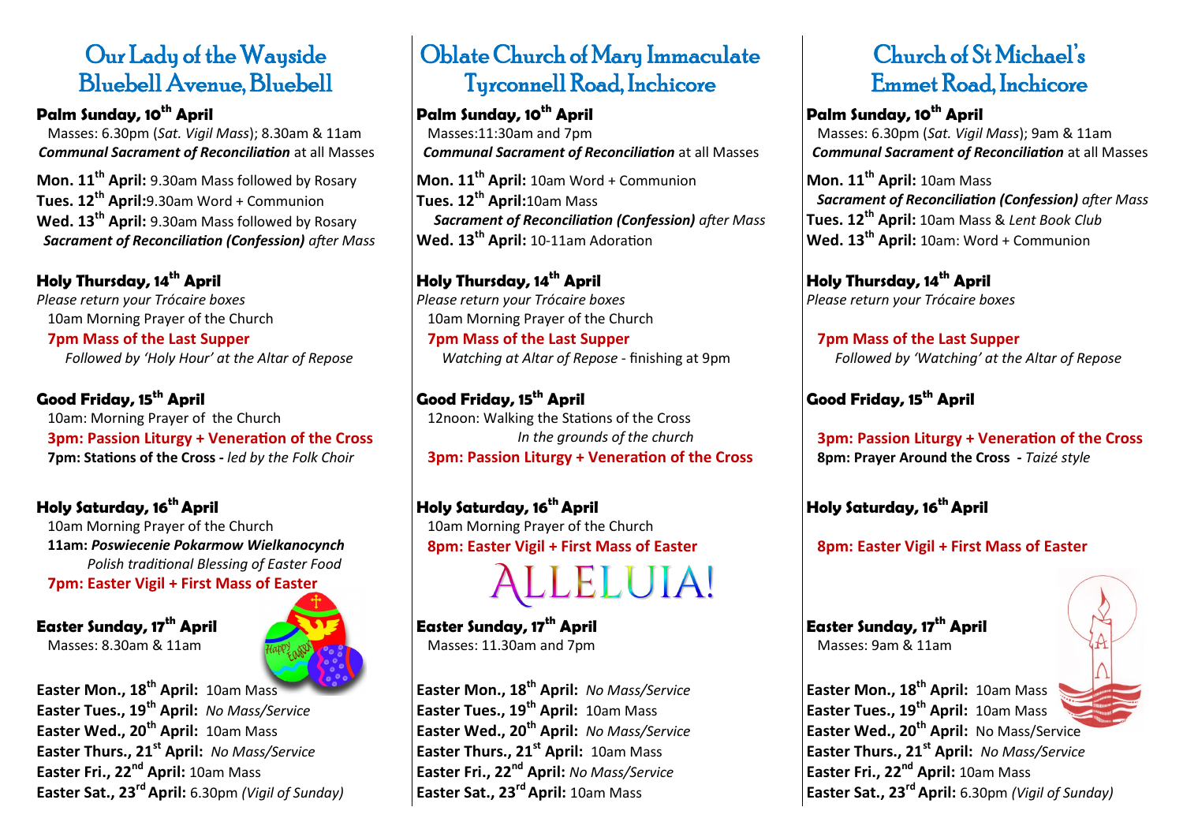## Our Lady of the Wayside Bluebell Avenue, Bluebell

**Palm Sunday, 10th April**
Masses: 6.30pm (*Sat. Vigil Mass*); 8.30am & 11am
***Communal Sacrament of Reconciliation*** at all Masses

**Mon. 11th April:** 9.30am Mass followed by Rosary
**Tues. 12th April:**9.30am Word + Communion
**Wed. 13th April:** 9.30am Mass followed by Rosary
***Sacrament of Reconciliation (Confession)*** *after Mass*

**Holy Thursday, 14th April**
*Please return your Trócaire boxes*
10am Morning Prayer of the Church
**7pm Mass of the Last Supper**
*Followed by 'Holy Hour' at the Altar of Repose*

**Good Friday, 15th April**
10am: Morning Prayer of the Church
**3pm: Passion Liturgy + Veneration of the Cross**
**7pm: Stations of the Cross -** *led by the Folk Choir*

**Holy Saturday, 16th April**
10am Morning Prayer of the Church
**11am: *Poswiecenie Pokarmow Wielkanocynch***
*Polish traditional Blessing of Easter Food*
**7pm: Easter Vigil + First Mass of Easter**

**Easter Sunday, 17th April**
Masses: 8.30am & 11am

**Easter Mon., 18th April:** 10am Mass
**Easter Tues., 19th April:** *No Mass/Service*
**Easter Wed., 20th April:** 10am Mass
**Easter Thurs., 21st April:** *No Mass/Service*
**Easter Fri., 22nd April:** 10am Mass
**Easter Sat., 23rd April:** 6.30pm *(Vigil of Sunday)*

## Oblate Church of Mary Immaculate Tyrconnell Road, Inchicore

**Palm Sunday, 10th April**
Masses:11:30am and 7pm
***Communal Sacrament of Reconciliation*** at all Masses

**Mon. 11th April:** 10am Word + Communion
**Tues. 12th April:**10am Mass
***Sacrament of Reconciliation (Confession)*** *after Mass*
**Wed. 13th April:** 10-11am Adoration

**Holy Thursday, 14th April**
*Please return your Trócaire boxes*
10am Morning Prayer of the Church
**7pm Mass of the Last Supper**
*Watching at Altar of Repose* - finishing at 9pm

**Good Friday, 15th April**
12noon: Walking the Stations of the Cross
*In the grounds of the church*
**3pm: Passion Liturgy + Veneration of the Cross**

**Holy Saturday, 16th April**
10am Morning Prayer of the Church
**8pm: Easter Vigil + First Mass of Easter**

ALLELUIA!

**Easter Sunday, 17th April**
Masses: 11.30am and 7pm

**Easter Mon., 18th April:** *No Mass/Service*
**Easter Tues., 19th April:** 10am Mass
**Easter Wed., 20th April:** *No Mass/Service*
**Easter Thurs., 21st April:** 10am Mass
**Easter Fri., 22nd April:** *No Mass/Service*
**Easter Sat., 23rd April:** 10am Mass

## Church of St Michael's Emmet Road, Inchicore

**Palm Sunday, 10th April**
Masses: 6.30pm (*Sat. Vigil Mass*); 9am & 11am
***Communal Sacrament of Reconciliation*** at all Masses

**Mon. 11th April:** 10am Mass
***Sacrament of Reconciliation (Confession)*** *after Mass*
**Tues. 12th April:** 10am Mass & *Lent Book Club*
**Wed. 13th April:** 10am: Word + Communion

**Holy Thursday, 14th April**
*Please return your Trócaire boxes*

**7pm Mass of the Last Supper**
*Followed by 'Watching' at the Altar of Repose*

**Good Friday, 15th April**

**3pm: Passion Liturgy + Veneration of the Cross**
**8pm: Prayer Around the Cross -** *Taizé style*

**Holy Saturday, 16th April**

**8pm: Easter Vigil + First Mass of Easter**

**Easter Sunday, 17th April**
Masses: 9am & 11am

**Easter Mon., 18th April:** 10am Mass
**Easter Tues., 19th April:** 10am Mass
**Easter Wed., 20th April:** No Mass/Service
**Easter Thurs., 21st April:** *No Mass/Service*
**Easter Fri., 22nd April:** 10am Mass
**Easter Sat., 23rd April:** 6.30pm *(Vigil of Sunday)*